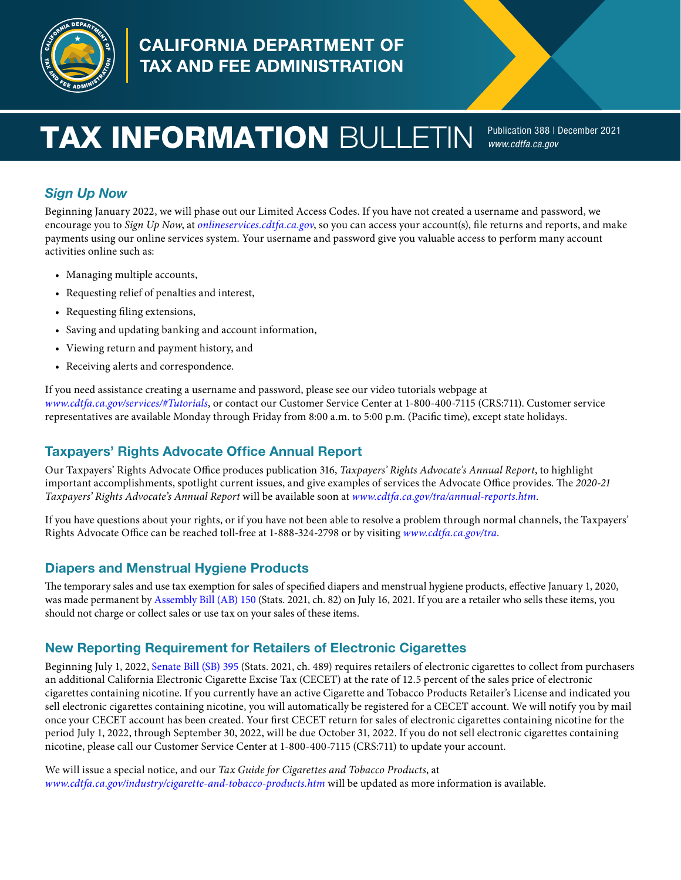# CALIFORNIA DEPARTMENT OF TAX AND FEE ADMINISTRATION

# TAX INFORMATION BULLETIN

Publication 388 | December 2021
*www.cdtfa.ca.gov*

## *Sign Up Now*

Beginning January 2022, we will phase out our Limited Access Codes. If you have not created a username and password, we encourage you to *Sign Up Now*, at *onlineservices.cdtfa.ca.gov*, so you can access your account(s), file returns and reports, and make payments using our online services system. Your username and password give you valuable access to perform many account activities online such as:

- Managing multiple accounts,
- Requesting relief of penalties and interest,
- Requesting filing extensions,
- Saving and updating banking and account information,
- Viewing return and payment history, and
- Receiving alerts and correspondence.

If you need assistance creating a username and password, please see our video tutorials webpage at *www.cdtfa.ca.gov/services/#Tutorials*, or contact our Customer Service Center at 1-800-400-7115 (CRS:711). Customer service representatives are available Monday through Friday from 8:00 a.m. to 5:00 p.m. (Pacific time), except state holidays.

## Taxpayers' Rights Advocate Office Annual Report

Our Taxpayers' Rights Advocate Office produces publication 316, *Taxpayers' Rights Advocate's Annual Report*, to highlight important accomplishments, spotlight current issues, and give examples of services the Advocate Office provides. The *2020-21 Taxpayers' Rights Advocate's Annual Report* will be available soon at *www.cdtfa.ca.gov/tra/annual-reports.htm*.

If you have questions about your rights, or if you have not been able to resolve a problem through normal channels, the Taxpayers' Rights Advocate Office can be reached toll-free at 1-888-324-2798 or by visiting *www.cdtfa.ca.gov/tra*.

## Diapers and Menstrual Hygiene Products

The temporary sales and use tax exemption for sales of specified diapers and menstrual hygiene products, effective January 1, 2020, was made permanent by Assembly Bill (AB) 150 (Stats. 2021, ch. 82) on July 16, 2021. If you are a retailer who sells these items, you should not charge or collect sales or use tax on your sales of these items.

## New Reporting Requirement for Retailers of Electronic Cigarettes

Beginning July 1, 2022, Senate Bill (SB) 395 (Stats. 2021, ch. 489) requires retailers of electronic cigarettes to collect from purchasers an additional California Electronic Cigarette Excise Tax (CECET) at the rate of 12.5 percent of the sales price of electronic cigarettes containing nicotine. If you currently have an active Cigarette and Tobacco Products Retailer's License and indicated you sell electronic cigarettes containing nicotine, you will automatically be registered for a CECET account. We will notify you by mail once your CECET account has been created. Your first CECET return for sales of electronic cigarettes containing nicotine for the period July 1, 2022, through September 30, 2022, will be due October 31, 2022. If you do not sell electronic cigarettes containing nicotine, please call our Customer Service Center at 1-800-400-7115 (CRS:711) to update your account.

We will issue a special notice, and our *Tax Guide for Cigarettes and Tobacco Products*, at *www.cdtfa.ca.gov/industry/cigarette-and-tobacco-products.htm* will be updated as more information is available.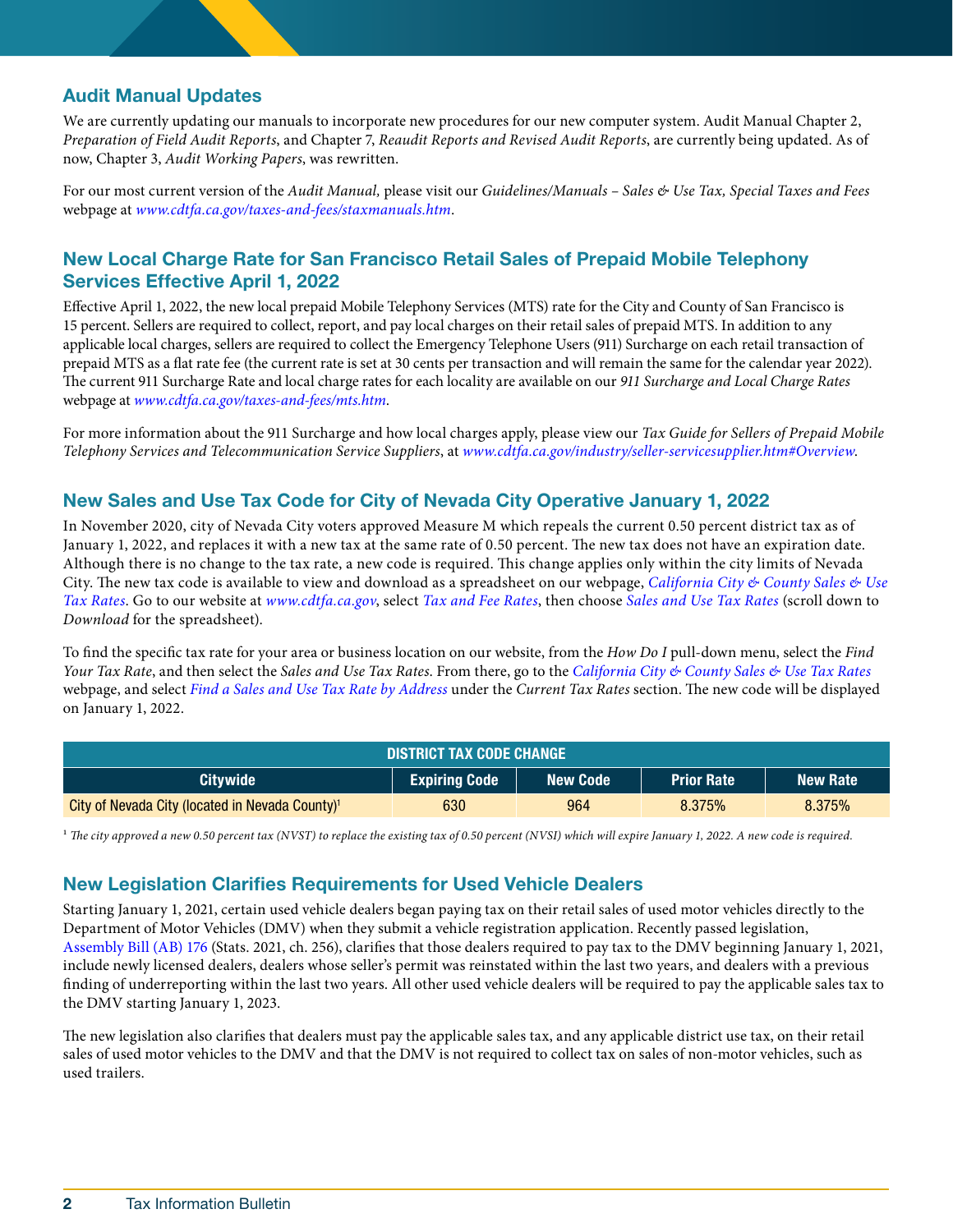## Audit Manual Updates

We are currently updating our manuals to incorporate new procedures for our new computer system. Audit Manual Chapter 2, *Preparation of Field Audit Reports*, and Chapter 7, *Reaudit Reports and Revised Audit Reports*, are currently being updated. As of now, Chapter 3, *Audit Working Papers*, was rewritten.

For our most current version of the *Audit Manual*, please visit our *Guidelines/Manuals – Sales & Use Tax, Special Taxes and Fees* webpage at *www.cdtfa.ca.gov/taxes-and-fees/staxmanuals.htm*.

## New Local Charge Rate for San Francisco Retail Sales of Prepaid Mobile Telephony Services Effective April 1, 2022

Effective April 1, 2022, the new local prepaid Mobile Telephony Services (MTS) rate for the City and County of San Francisco is 15 percent. Sellers are required to collect, report, and pay local charges on their retail sales of prepaid MTS. In addition to any applicable local charges, sellers are required to collect the Emergency Telephone Users (911) Surcharge on each retail transaction of prepaid MTS as a flat rate fee (the current rate is set at 30 cents per transaction and will remain the same for the calendar year 2022). The current 911 Surcharge Rate and local charge rates for each locality are available on our *911 Surcharge and Local Charge Rates* webpage at *www.cdtfa.ca.gov/taxes-and-fees/mts.htm*.

For more information about the 911 Surcharge and how local charges apply, please view our *Tax Guide for Sellers of Prepaid Mobile Telephony Services and Telecommunication Service Suppliers*, at *www.cdtfa.ca.gov/industry/seller-servicesupplier.htm#Overview*.

## New Sales and Use Tax Code for City of Nevada City Operative January 1, 2022

In November 2020, city of Nevada City voters approved Measure M which repeals the current 0.50 percent district tax as of January 1, 2022, and replaces it with a new tax at the same rate of 0.50 percent. The new tax does not have an expiration date. Although there is no change to the tax rate, a new code is required. This change applies only within the city limits of Nevada City. The new tax code is available to view and download as a spreadsheet on our webpage, *California City & County Sales & Use Tax Rates*. Go to our website at *www.cdtfa.ca.gov*, select *Tax and Fee Rates*, then choose *Sales and Use Tax Rates* (scroll down to *Download* for the spreadsheet).

To find the specific tax rate for your area or business location on our website, from the *How Do I* pull-down menu, select the *Find Your Tax Rate*, and then select the *Sales and Use Tax Rates*. From there, go to the *California City & County Sales & Use Tax Rates* webpage, and select *Find a Sales and Use Tax Rate by Address* under the *Current Tax Rates* section. The new code will be displayed on January 1, 2022.

| DISTRICT TAX CODE CHANGE | | | | |
|---|---|---|---|---|
| **Citywide** | **Expiring Code** | **New Code** | **Prior Rate** | **New Rate** |
| City of Nevada City (located in Nevada County)[1] | 630 | 964 | 8.375% | 8.375% |

[1] *The city approved a new 0.50 percent tax (NVST) to replace the existing tax of 0.50 percent (NVSI) which will expire January 1, 2022. A new code is required.*

## New Legislation Clarifies Requirements for Used Vehicle Dealers

Starting January 1, 2021, certain used vehicle dealers began paying tax on their retail sales of used motor vehicles directly to the Department of Motor Vehicles (DMV) when they submit a vehicle registration application. Recently passed legislation, Assembly Bill (AB) 176 (Stats. 2021, ch. 256), clarifies that those dealers required to pay tax to the DMV beginning January 1, 2021, include newly licensed dealers, dealers whose seller's permit was reinstated within the last two years, and dealers with a previous finding of underreporting within the last two years. All other used vehicle dealers will be required to pay the applicable sales tax to the DMV starting January 1, 2023.

The new legislation also clarifies that dealers must pay the applicable sales tax, and any applicable district use tax, on their retail sales of used motor vehicles to the DMV and that the DMV is not required to collect tax on sales of non-motor vehicles, such as used trailers.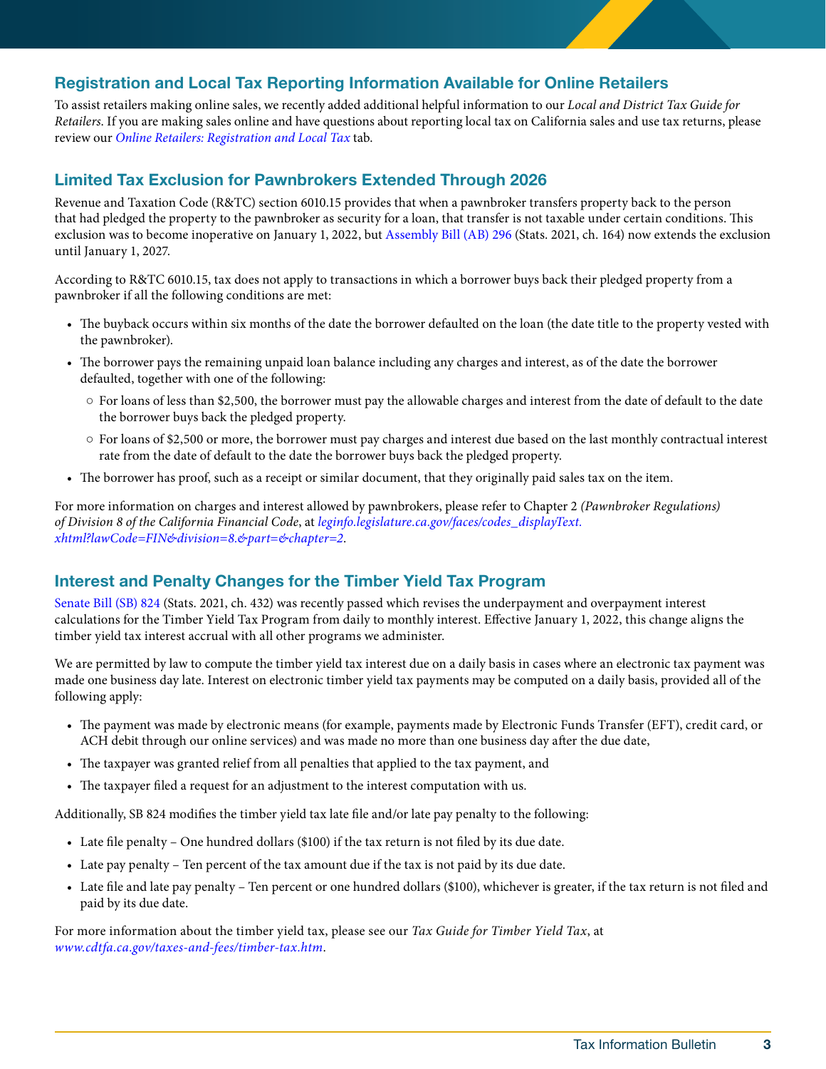## Registration and Local Tax Reporting Information Available for Online Retailers

To assist retailers making online sales, we recently added additional helpful information to our *Local and District Tax Guide for Retailers*. If you are making sales online and have questions about reporting local tax on California sales and use tax returns, please review our *Online Retailers: Registration and Local Tax* tab.

## Limited Tax Exclusion for Pawnbrokers Extended Through 2026

Revenue and Taxation Code (R&TC) section 6010.15 provides that when a pawnbroker transfers property back to the person that had pledged the property to the pawnbroker as security for a loan, that transfer is not taxable under certain conditions. This exclusion was to become inoperative on January 1, 2022, but Assembly Bill (AB) 296 (Stats. 2021, ch. 164) now extends the exclusion until January 1, 2027.

According to R&TC 6010.15, tax does not apply to transactions in which a borrower buys back their pledged property from a pawnbroker if all the following conditions are met:

- The buyback occurs within six months of the date the borrower defaulted on the loan (the date title to the property vested with the pawnbroker).
- The borrower pays the remaining unpaid loan balance including any charges and interest, as of the date the borrower defaulted, together with one of the following:
  - For loans of less than $2,500, the borrower must pay the allowable charges and interest from the date of default to the date the borrower buys back the pledged property.
  - For loans of $2,500 or more, the borrower must pay charges and interest due based on the last monthly contractual interest rate from the date of default to the date the borrower buys back the pledged property.
- The borrower has proof, such as a receipt or similar document, that they originally paid sales tax on the item.

For more information on charges and interest allowed by pawnbrokers, please refer to Chapter 2 *(Pawnbroker Regulations) of Division 8 of the California Financial Code*, at *leginfo.legislature.ca.gov/faces/codes_displayText.xhtml?lawCode=FIN&division=8.&part=&chapter=2*.

## Interest and Penalty Changes for the Timber Yield Tax Program

Senate Bill (SB) 824 (Stats. 2021, ch. 432) was recently passed which revises the underpayment and overpayment interest calculations for the Timber Yield Tax Program from daily to monthly interest. Effective January 1, 2022, this change aligns the timber yield tax interest accrual with all other programs we administer.

We are permitted by law to compute the timber yield tax interest due on a daily basis in cases where an electronic tax payment was made one business day late. Interest on electronic timber yield tax payments may be computed on a daily basis, provided all of the following apply:

- The payment was made by electronic means (for example, payments made by Electronic Funds Transfer (EFT), credit card, or ACH debit through our online services) and was made no more than one business day after the due date,
- The taxpayer was granted relief from all penalties that applied to the tax payment, and
- The taxpayer filed a request for an adjustment to the interest computation with us.

Additionally, SB 824 modifies the timber yield tax late file and/or late pay penalty to the following:

- Late file penalty – One hundred dollars ($100) if the tax return is not filed by its due date.
- Late pay penalty – Ten percent of the tax amount due if the tax is not paid by its due date.
- Late file and late pay penalty – Ten percent or one hundred dollars ($100), whichever is greater, if the tax return is not filed and paid by its due date.

For more information about the timber yield tax, please see our *Tax Guide for Timber Yield Tax*, at *www.cdtfa.ca.gov/taxes-and-fees/timber-tax.htm*.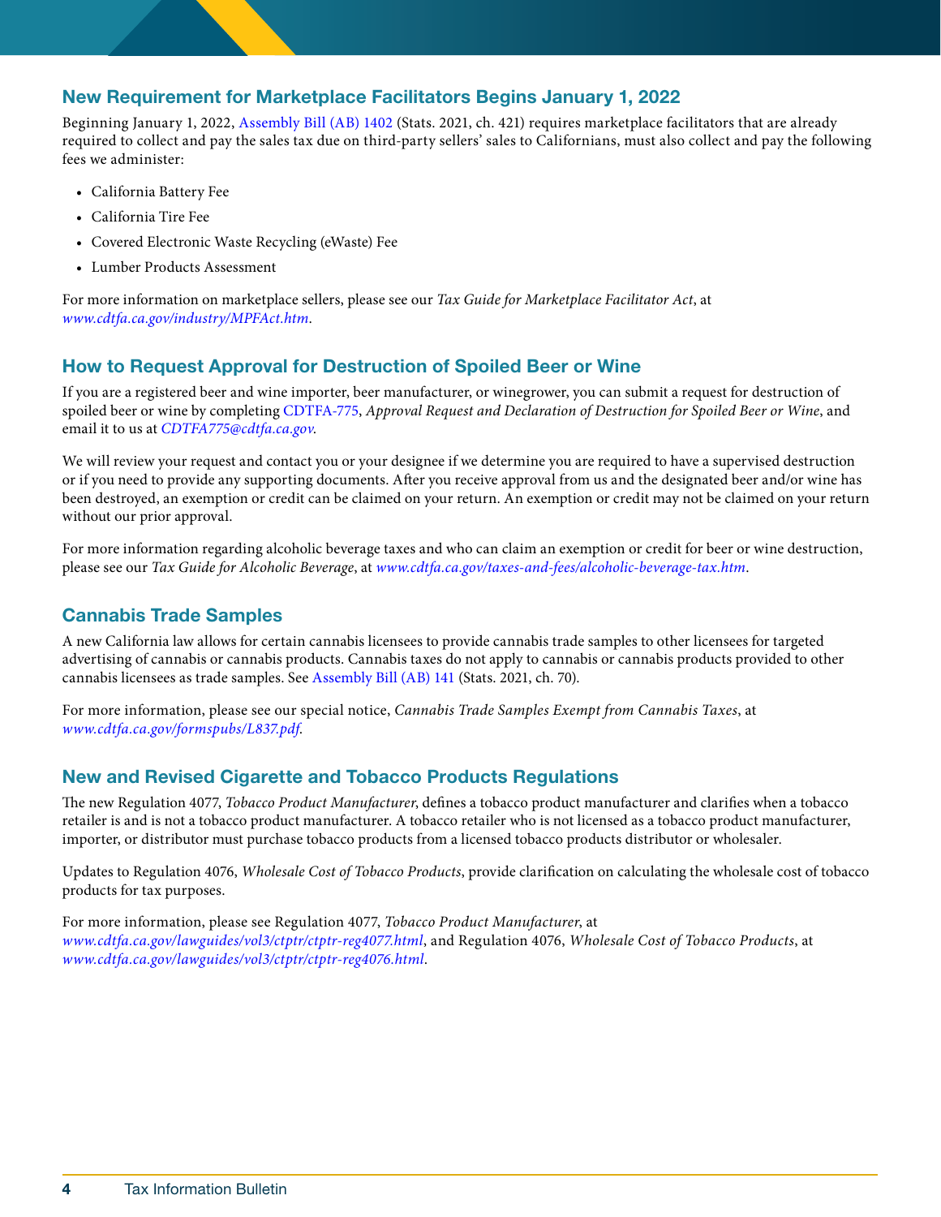## New Requirement for Marketplace Facilitators Begins January 1, 2022

Beginning January 1, 2022, Assembly Bill (AB) 1402 (Stats. 2021, ch. 421) requires marketplace facilitators that are already required to collect and pay the sales tax due on third-party sellers' sales to Californians, must also collect and pay the following fees we administer:

- California Battery Fee
- California Tire Fee
- Covered Electronic Waste Recycling (eWaste) Fee
- Lumber Products Assessment

For more information on marketplace sellers, please see our *Tax Guide for Marketplace Facilitator Act*, at *www.cdtfa.ca.gov/industry/MPFAct.htm*.

## How to Request Approval for Destruction of Spoiled Beer or Wine

If you are a registered beer and wine importer, beer manufacturer, or winegrower, you can submit a request for destruction of spoiled beer or wine by completing CDTFA-775, *Approval Request and Declaration of Destruction for Spoiled Beer or Wine*, and email it to us at *CDTFA775@cdtfa.ca.gov*.

We will review your request and contact you or your designee if we determine you are required to have a supervised destruction or if you need to provide any supporting documents. After you receive approval from us and the designated beer and/or wine has been destroyed, an exemption or credit can be claimed on your return. An exemption or credit may not be claimed on your return without our prior approval.

For more information regarding alcoholic beverage taxes and who can claim an exemption or credit for beer or wine destruction, please see our *Tax Guide for Alcoholic Beverage*, at *www.cdtfa.ca.gov/taxes-and-fees/alcoholic-beverage-tax.htm*.

## Cannabis Trade Samples

A new California law allows for certain cannabis licensees to provide cannabis trade samples to other licensees for targeted advertising of cannabis or cannabis products. Cannabis taxes do not apply to cannabis or cannabis products provided to other cannabis licensees as trade samples. See Assembly Bill (AB) 141 (Stats. 2021, ch. 70).

For more information, please see our special notice, *Cannabis Trade Samples Exempt from Cannabis Taxes*, at *www.cdtfa.ca.gov/formspubs/L837.pdf*.

## New and Revised Cigarette and Tobacco Products Regulations

The new Regulation 4077, *Tobacco Product Manufacturer*, defines a tobacco product manufacturer and clarifies when a tobacco retailer is and is not a tobacco product manufacturer. A tobacco retailer who is not licensed as a tobacco product manufacturer, importer, or distributor must purchase tobacco products from a licensed tobacco products distributor or wholesaler.

Updates to Regulation 4076, *Wholesale Cost of Tobacco Products*, provide clarification on calculating the wholesale cost of tobacco products for tax purposes.

For more information, please see Regulation 4077, *Tobacco Product Manufacturer*, at *www.cdtfa.ca.gov/lawguides/vol3/ctptr/ctptr-reg4077.html*, and Regulation 4076, *Wholesale Cost of Tobacco Products*, at *www.cdtfa.ca.gov/lawguides/vol3/ctptr/ctptr-reg4076.html*.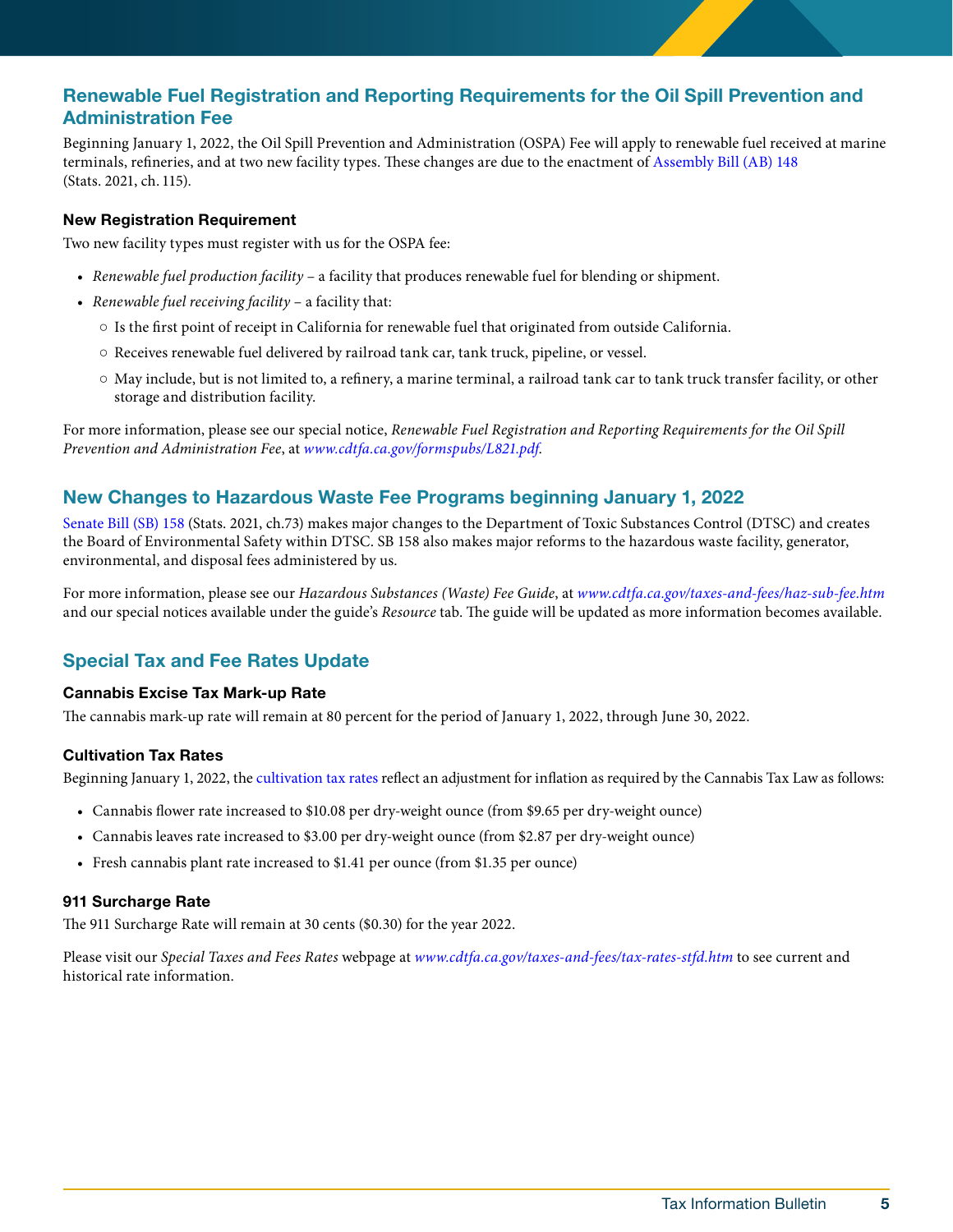## Renewable Fuel Registration and Reporting Requirements for the Oil Spill Prevention and Administration Fee

Beginning January 1, 2022, the Oil Spill Prevention and Administration (OSPA) Fee will apply to renewable fuel received at marine terminals, refineries, and at two new facility types. These changes are due to the enactment of Assembly Bill (AB) 148 (Stats. 2021, ch. 115).

### New Registration Requirement

Two new facility types must register with us for the OSPA fee:

- *Renewable fuel production facility* – a facility that produces renewable fuel for blending or shipment.
- *Renewable fuel receiving facility* – a facility that:
  - Is the first point of receipt in California for renewable fuel that originated from outside California.
  - Receives renewable fuel delivered by railroad tank car, tank truck, pipeline, or vessel.
  - May include, but is not limited to, a refinery, a marine terminal, a railroad tank car to tank truck transfer facility, or other storage and distribution facility.

For more information, please see our special notice, *Renewable Fuel Registration and Reporting Requirements for the Oil Spill Prevention and Administration Fee*, at *www.cdtfa.ca.gov/formspubs/L821.pdf*.

## New Changes to Hazardous Waste Fee Programs beginning January 1, 2022

Senate Bill (SB) 158 (Stats. 2021, ch.73) makes major changes to the Department of Toxic Substances Control (DTSC) and creates the Board of Environmental Safety within DTSC. SB 158 also makes major reforms to the hazardous waste facility, generator, environmental, and disposal fees administered by us.

For more information, please see our *Hazardous Substances (Waste) Fee Guide*, at *www.cdtfa.ca.gov/taxes-and-fees/haz-sub-fee.htm* and our special notices available under the guide's *Resource* tab. The guide will be updated as more information becomes available.

## Special Tax and Fee Rates Update

### Cannabis Excise Tax Mark-up Rate

The cannabis mark-up rate will remain at 80 percent for the period of January 1, 2022, through June 30, 2022.

### Cultivation Tax Rates

Beginning January 1, 2022, the cultivation tax rates reflect an adjustment for inflation as required by the Cannabis Tax Law as follows:

- Cannabis flower rate increased to $10.08 per dry-weight ounce (from $9.65 per dry-weight ounce)
- Cannabis leaves rate increased to $3.00 per dry-weight ounce (from $2.87 per dry-weight ounce)
- Fresh cannabis plant rate increased to $1.41 per ounce (from $1.35 per ounce)

### 911 Surcharge Rate

The 911 Surcharge Rate will remain at 30 cents ($0.30) for the year 2022.

Please visit our *Special Taxes and Fees Rates* webpage at *www.cdtfa.ca.gov/taxes-and-fees/tax-rates-stfd.htm* to see current and historical rate information.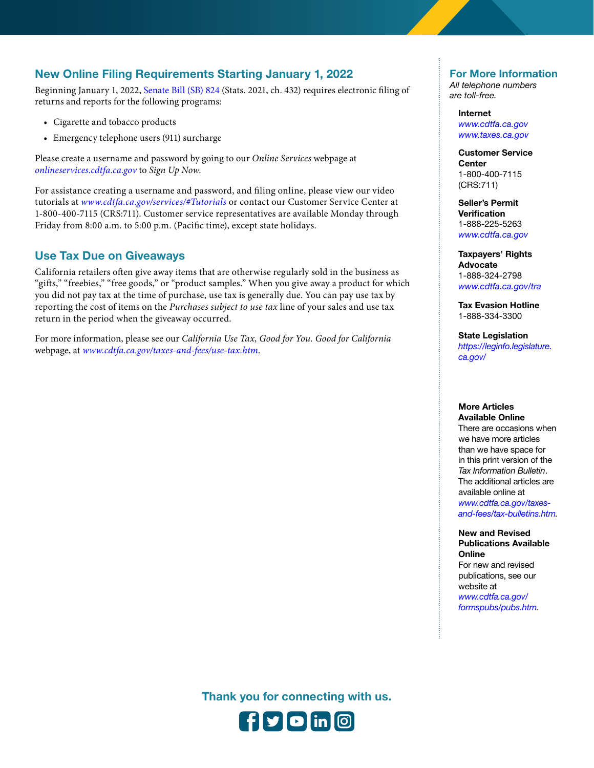## New Online Filing Requirements Starting January 1, 2022

Beginning January 1, 2022, Senate Bill (SB) 824 (Stats. 2021, ch. 432) requires electronic filing of returns and reports for the following programs:

- Cigarette and tobacco products
- Emergency telephone users (911) surcharge

Please create a username and password by going to our *Online Services* webpage at *onlineservices.cdtfa.ca.gov* to *Sign Up Now.*

For assistance creating a username and password, and filing online, please view our video tutorials at *www.cdtfa.ca.gov/services/#Tutorials* or contact our Customer Service Center at 1-800-400-7115 (CRS:711). Customer service representatives are available Monday through Friday from 8:00 a.m. to 5:00 p.m. (Pacific time), except state holidays.

## Use Tax Due on Giveaways

California retailers often give away items that are otherwise regularly sold in the business as "gifts," "freebies," "free goods," or "product samples." When you give away a product for which you did not pay tax at the time of purchase, use tax is generally due. You can pay use tax by reporting the cost of items on the *Purchases subject to use tax* line of your sales and use tax return in the period when the giveaway occurred.

For more information, please see our *California Use Tax, Good for You. Good for California* webpage, at *www.cdtfa.ca.gov/taxes-and-fees/use-tax.htm*.

## For More Information

*All telephone numbers are toll-free.*

**Internet**
*www.cdtfa.ca.gov*
*www.taxes.ca.gov*

**Customer Service Center**
1-800-400-7115
(CRS:711)

**Seller's Permit Verification**
1-888-225-5263
*www.cdtfa.ca.gov*

**Taxpayers' Rights Advocate**
1-888-324-2798
*www.cdtfa.ca.gov/tra*

**Tax Evasion Hotline**
1-888-334-3300

**State Legislation**
*https://leginfo.legislature.ca.gov/*

**More Articles Available Online**
There are occasions when we have more articles than we have space for in this print version of the *Tax Information Bulletin*. The additional articles are available online at *www.cdtfa.ca.gov/taxes-and-fees/tax-bulletins.htm.*

**New and Revised Publications Available Online**
For new and revised publications, see our website at *www.cdtfa.ca.gov/formspubs/pubs.htm.*

Thank you for connecting with us.